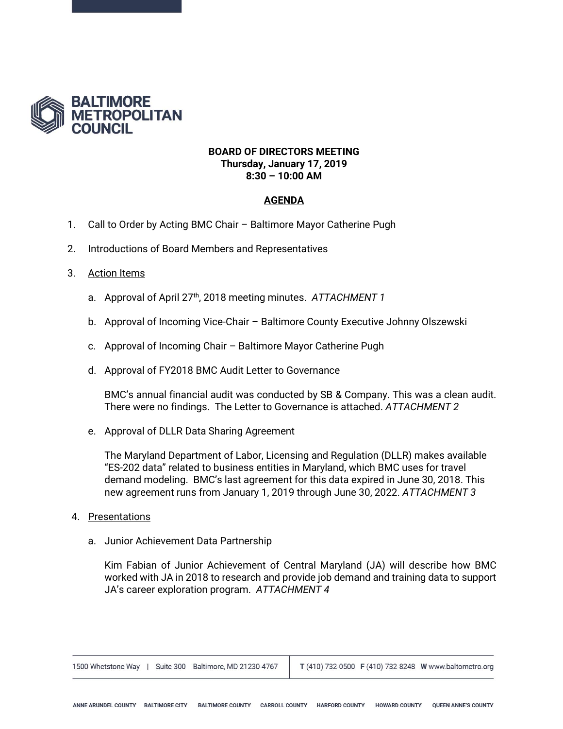# BALTIMORE METROPOLITAN COUNCIL

**BOARD OF DIRECTORS MEETING**
**Thursday, January 17, 2019**
**8:30 – 10:00 AM**

**AGENDA**

1. Call to Order by Acting BMC Chair – Baltimore Mayor Catherine Pugh

2. Introductions of Board Members and Representatives

3. Action Items

   a. Approval of April 27th, 2018 meeting minutes. *ATTACHMENT 1*

   b. Approval of Incoming Vice-Chair – Baltimore County Executive Johnny Olszewski

   c. Approval of Incoming Chair – Baltimore Mayor Catherine Pugh

   d. Approval of FY2018 BMC Audit Letter to Governance

      BMC's annual financial audit was conducted by SB & Company. This was a clean audit. There were no findings. The Letter to Governance is attached. *ATTACHMENT 2*

   e. Approval of DLLR Data Sharing Agreement

      The Maryland Department of Labor, Licensing and Regulation (DLLR) makes available "ES-202 data" related to business entities in Maryland, which BMC uses for travel demand modeling. BMC's last agreement for this data expired in June 30, 2018. This new agreement runs from January 1, 2019 through June 30, 2022. *ATTACHMENT 3*

4. Presentations

   a. Junior Achievement Data Partnership

      Kim Fabian of Junior Achievement of Central Maryland (JA) will describe how BMC worked with JA in 2018 to research and provide job demand and training data to support JA's career exploration program. *ATTACHMENT 4*

1500 Whetstone Way | Suite 300 Baltimore, MD 21230-4767 | T (410) 732-0500 F (410) 732-8248 W www.baltometro.org

ANNE ARUNDEL COUNTY BALTIMORE CITY BALTIMORE COUNTY CARROLL COUNTY HARFORD COUNTY HOWARD COUNTY QUEEN ANNE'S COUNTY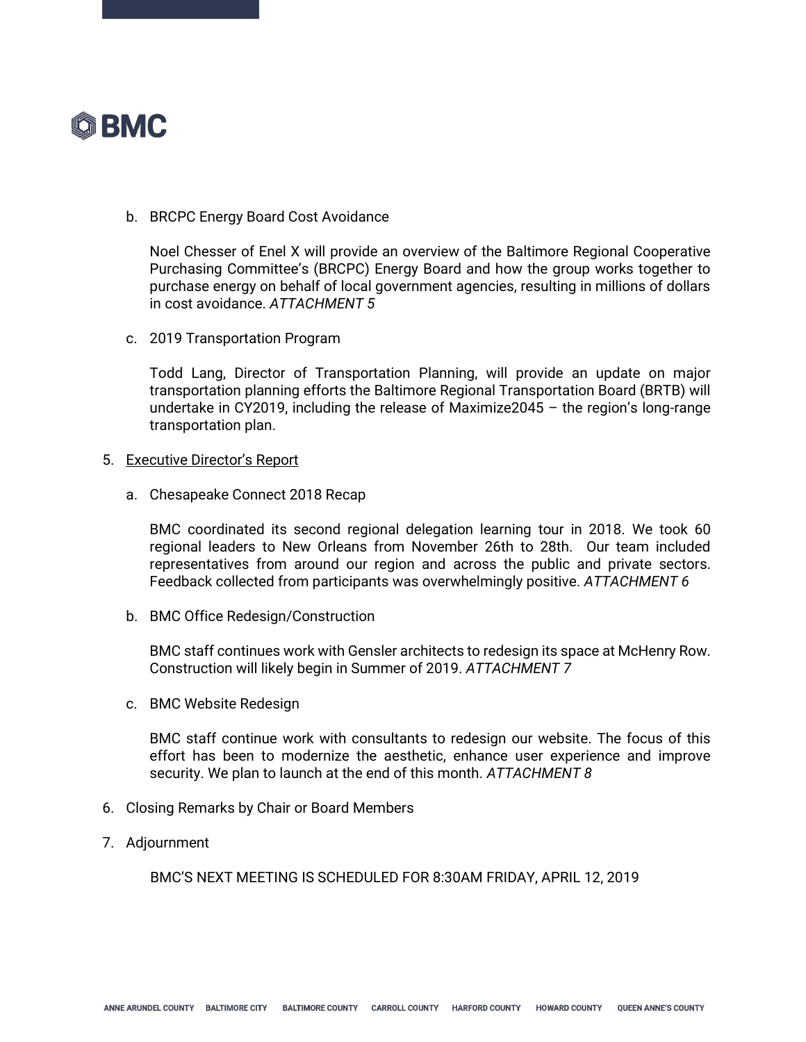b. BRCPC Energy Board Cost Avoidance

   Noel Chesser of Enel X will provide an overview of the Baltimore Regional Cooperative Purchasing Committee's (BRCPC) Energy Board and how the group works together to purchase energy on behalf of local government agencies, resulting in millions of dollars in cost avoidance. *ATTACHMENT 5*

c. 2019 Transportation Program

   Todd Lang, Director of Transportation Planning, will provide an update on major transportation planning efforts the Baltimore Regional Transportation Board (BRTB) will undertake in CY2019, including the release of Maximize2045 – the region's long-range transportation plan.

5. <u>Executive Director's Report</u>

   a. Chesapeake Connect 2018 Recap

      BMC coordinated its second regional delegation learning tour in 2018. We took 60 regional leaders to New Orleans from November 26th to 28th. Our team included representatives from around our region and across the public and private sectors. Feedback collected from participants was overwhelmingly positive. *ATTACHMENT 6*

   b. BMC Office Redesign/Construction

      BMC staff continues work with Gensler architects to redesign its space at McHenry Row. Construction will likely begin in Summer of 2019. *ATTACHMENT 7*

   c. BMC Website Redesign

      BMC staff continue work with consultants to redesign our website. The focus of this effort has been to modernize the aesthetic, enhance user experience and improve security. We plan to launch at the end of this month. *ATTACHMENT 8*

6. Closing Remarks by Chair or Board Members

7. Adjournment

   BMC'S NEXT MEETING IS SCHEDULED FOR 8:30AM FRIDAY, APRIL 12, 2019